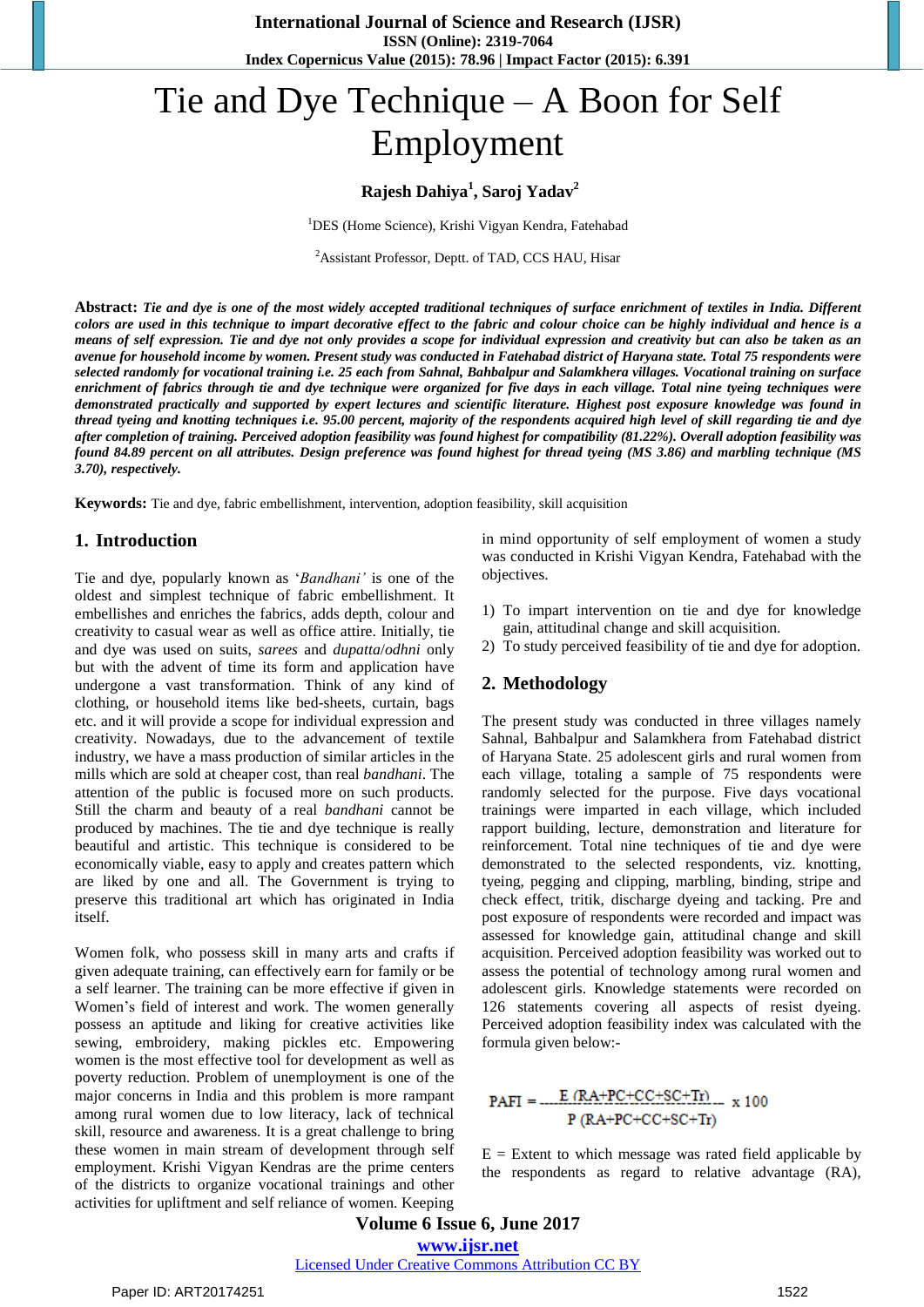# Tie and Dye Technique – A Boon for Self Employment

**Rajesh Dahiya[1], Saroj Yadav[2]**

[1]DES (Home Science), Krishi Vigyan Kendra, Fatehabad

[2]Assistant Professor, Deptt. of TAD, CCS HAU, Hisar

**Abstract:** ***Tie and dye is one of the most widely accepted traditional techniques of surface enrichment of textiles in India. Different colors are used in this technique to impart decorative effect to the fabric and colour choice can be highly individual and hence is a means of self expression. Tie and dye not only provides a scope for individual expression and creativity but can also be taken as an avenue for household income by women. Present study was conducted in Fatehabad district of Haryana state. Total 75 respondents were selected randomly for vocational training i.e. 25 each from Sahnal, Bahbalpur and Salamkhera villages. Vocational training on surface enrichment of fabrics through tie and dye technique were organized for five days in each village. Total nine tyeing techniques were demonstrated practically and supported by expert lectures and scientific literature. Highest post exposure knowledge was found in thread tyeing and knotting techniques i.e. 95.00 percent, majority of the respondents acquired high level of skill regarding tie and dye after completion of training. Perceived adoption feasibility was found highest for compatibility (81.22%). Overall adoption feasibility was found 84.89 percent on all attributes. Design preference was found highest for thread tyeing (MS 3.86) and marbling technique (MS 3.70), respectively.***

**Keywords:** Tie and dye, fabric embellishment, intervention, adoption feasibility, skill acquisition

## 1. Introduction

Tie and dye, popularly known as '*Bandhani'* is one of the oldest and simplest technique of fabric embellishment. It embellishes and enriches the fabrics, adds depth, colour and creativity to casual wear as well as office attire. Initially, tie and dye was used on suits, *sarees* and *dupatta*/*odhni* only but with the advent of time its form and application have undergone a vast transformation. Think of any kind of clothing, or household items like bed-sheets, curtain, bags etc. and it will provide a scope for individual expression and creativity. Nowadays, due to the advancement of textile industry, we have a mass production of similar articles in the mills which are sold at cheaper cost, than real *bandhani*. The attention of the public is focused more on such products. Still the charm and beauty of a real *bandhani* cannot be produced by machines. The tie and dye technique is really beautiful and artistic. This technique is considered to be economically viable, easy to apply and creates pattern which are liked by one and all. The Government is trying to preserve this traditional art which has originated in India itself.

Women folk, who possess skill in many arts and crafts if given adequate training, can effectively earn for family or be a self learner. The training can be more effective if given in Women's field of interest and work. The women generally possess an aptitude and liking for creative activities like sewing, embroidery, making pickles etc. Empowering women is the most effective tool for development as well as poverty reduction. Problem of unemployment is one of the major concerns in India and this problem is more rampant among rural women due to low literacy, lack of technical skill, resource and awareness. It is a great challenge to bring these women in main stream of development through self employment. Krishi Vigyan Kendras are the prime centers of the districts to organize vocational trainings and other activities for upliftment and self reliance of women. Keeping in mind opportunity of self employment of women a study was conducted in Krishi Vigyan Kendra, Fatehabad with the objectives.

1) To impart intervention on tie and dye for knowledge gain, attitudinal change and skill acquisition.
2) To study perceived feasibility of tie and dye for adoption.

## 2. Methodology

The present study was conducted in three villages namely Sahnal, Babbalpur and Salamkhera from Fatehabad district of Haryana State. 25 adolescent girls and rural women from each village, totaling a sample of 75 respondents were randomly selected for the purpose. Five days vocational trainings were imparted in each village, which included rapport building, lecture, demonstration and literature for reinforcement. Total nine techniques of tie and dye were demonstrated to the selected respondents, viz. knotting, tyeing, pegging and clipping, marbling, binding, stripe and check effect, tritik, discharge dyeing and tacking. Pre and post exposure of respondents were recorded and impact was assessed for knowledge gain, attitudinal change and skill acquisition. Perceived adoption feasibility was worked out to assess the potential of technology among rural women and adolescent girls. Knowledge statements were recorded on 126 statements covering all aspects of resist dyeing. Perceived adoption feasibility index was calculated with the formula given below:-

$$PAFI = \frac{E\ (RA+PC+CC+SC+Tr)}{P\ (RA+PC+CC+SC+Tr)} \times 100$$

E = Extent to which message was rated field applicable by the respondents as regard to relative advantage (RA),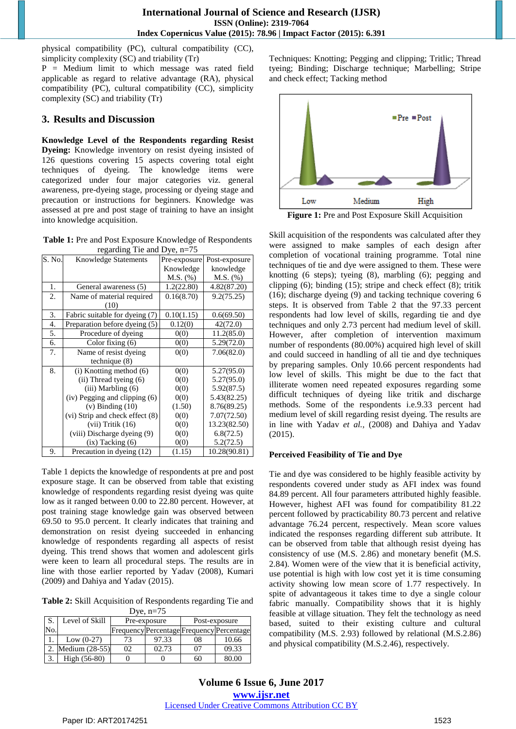physical compatibility (PC), cultural compatibility (CC), simplicity complexity (SC) and triability (Tr)

P = Medium limit to which message was rated field applicable as regard to relative advantage (RA), physical compatibility (PC), cultural compatibility (CC), simplicity complexity (SC) and triability (Tr)

## 3. Results and Discussion

**Knowledge Level of the Respondents regarding Resist Dyeing:** Knowledge inventory on resist dyeing insisted of 126 questions covering 15 aspects covering total eight techniques of dyeing. The knowledge items were categorized under four major categories viz. general awareness, pre-dyeing stage, processing or dyeing stage and precaution or instructions for beginners. Knowledge was assessed at pre and post stage of training to have an insight into knowledge acquisition.

**Table 1:** Pre and Post Exposure Knowledge of Respondents regarding Tie and Dye, n=75

| S. No. | Knowledge Statements | Pre-exposure Knowledge M.S. (%) | Post-exposure knowledge M.S. (%) |
|---|---|---|---|
| 1. | General awareness (5) | 1.2(22.80) | 4.82(87.20) |
| 2. | Name of material required (10) | 0.16(8.70) | 9.2(75.25) |
| 3. | Fabric suitable for dyeing (7) | 0.10(1.15) | 0.6(69.50) |
| 4. | Preparation before dyeing (5) | 0.12(0) | 42(72.0) |
| 5. | Procedure of dyeing | 0(0) | 11.2(85.0) |
| 6. | Color fixing (6) | 0(0) | 5.29(72.0) |
| 7. | Name of resist dyeing technique (8) | 0(0) | 7.06(82.0) |
| 8. | (i) Knotting method (6) | 0(0) | 5.27(95.0) |
| | (ii) Thread tyeing (6) | 0(0) | 5.27(95.0) |
| | (iii) Marbling (6) | 0(0) | 5.92(87.5) |
| | (iv) Pegging and clipping (6) | 0(0) | 5.43(82.25) |
| | (v) Binding (10) | (1.50) | 8.76(89.25) |
| | (vi) Strip and check effect (8) | 0(0) | 7.07(72.50) |
| | (vii) Tritik (16) | 0(0) | 13.23(82.50) |
| | (viii) Discharge dyeing (9) | 0(0) | 6.8(72.5) |
| | (ix) Tacking (6) | 0(0) | 5.2(72.5) |
| 9. | Precaution in dyeing (12) | (1.15) | 10.28(90.81) |

Table 1 depicts the knowledge of respondents at pre and post exposure stage. It can be observed from table that existing knowledge of respondents regarding resist dyeing was quite low as it ranged between 0.00 to 22.80 percent. However, at post training stage knowledge gain was observed between 69.50 to 95.0 percent. It clearly indicates that training and demonstration on resist dyeing succeeded in enhancing knowledge of respondents regarding all aspects of resist dyeing. This trend shows that women and adolescent girls were keen to learn all procedural steps. The results are in line with those earlier reported by Yadav (2008), Kumari (2009) and Dahiya and Yadav (2015).

**Table 2:** Skill Acquisition of Respondents regarding Tie and Dye, n=75

| S. No. | Level of Skill | Pre-exposure | | Post-exposure | |
|---|---|---|---|---|---|
| | | Frequency | Percentage | Frequency | Percentage |
| 1. | Low (0-27) | 73 | 97.33 | 08 | 10.66 |
| 2. | Medium (28-55) | 02 | 02.73 | 07 | 09.33 |
| 3. | High (56-80) | 0 | 0 | 60 | 80.00 |

Techniques: Knotting; Pegging and clipping; Tritlic; Thread tyeing; Binding; Discharge technique; Marbelling; Stripe and check effect; Tacking method

Pre Post

Low Medium High

**Figure 1:** Pre and Post Exposure Skill Acquisition

Skill acquisition of the respondents was calculated after they were assigned to make samples of each design after completion of vocational training programme. Total nine techniques of tie and dye were assigned to them. These were knotting (6 steps); tyeing (8), marbling (6); pegging and clipping (6); binding (15); stripe and check effect (8); tritik (16); discharge dyeing (9) and tacking technique covering 6 steps. It is observed from Table 2 that the 97.33 percent respondents had low level of skills, regarding tie and dye techniques and only 2.73 percent had medium level of skill. However, after completion of intervention maximum number of respondents (80.00%) acquired high level of skill and could succeed in handling of all tie and dye techniques by preparing samples. Only 10.66 percent respondents had low level of skills. This might be due to the fact that illiterate women need repeated exposures regarding some difficult techniques of dyeing like tritik and discharge methods. Some of the respondents i.e.9.33 percent had medium level of skill regarding resist dyeing. The results are in line with Yadav *et al.,* (2008) and Dahiya and Yadav (2015).

**Perceived Feasibility of Tie and Dye**

Tie and dye was considered to be highly feasible activity by respondents covered under study as AFI index was found 84.89 percent. All four parameters attributed highly feasible. However, highest AFI was found for compatibility 81.22 percent followed by practicability 80.73 percent and relative advantage 76.24 percent, respectively. Mean score values indicated the responses regarding different sub attribute. It can be observed from table that although resist dyeing has consistency of use (M.S. 2.86) and monetary benefit (M.S. 2.84). Women were of the view that it is beneficial activity, use potential is high with low cost yet it is time consuming activity showing low mean score of 1.77 respectively. In spite of advantageous it takes time to dye a single colour fabric manually. Compatibility shows that it is highly feasible at village situation. They felt the technology as need based, suited to their existing culture and cultural compatibility (M.S. 2.93) followed by relational (M.S.2.86) and physical compatibility (M.S.2.46), respectively.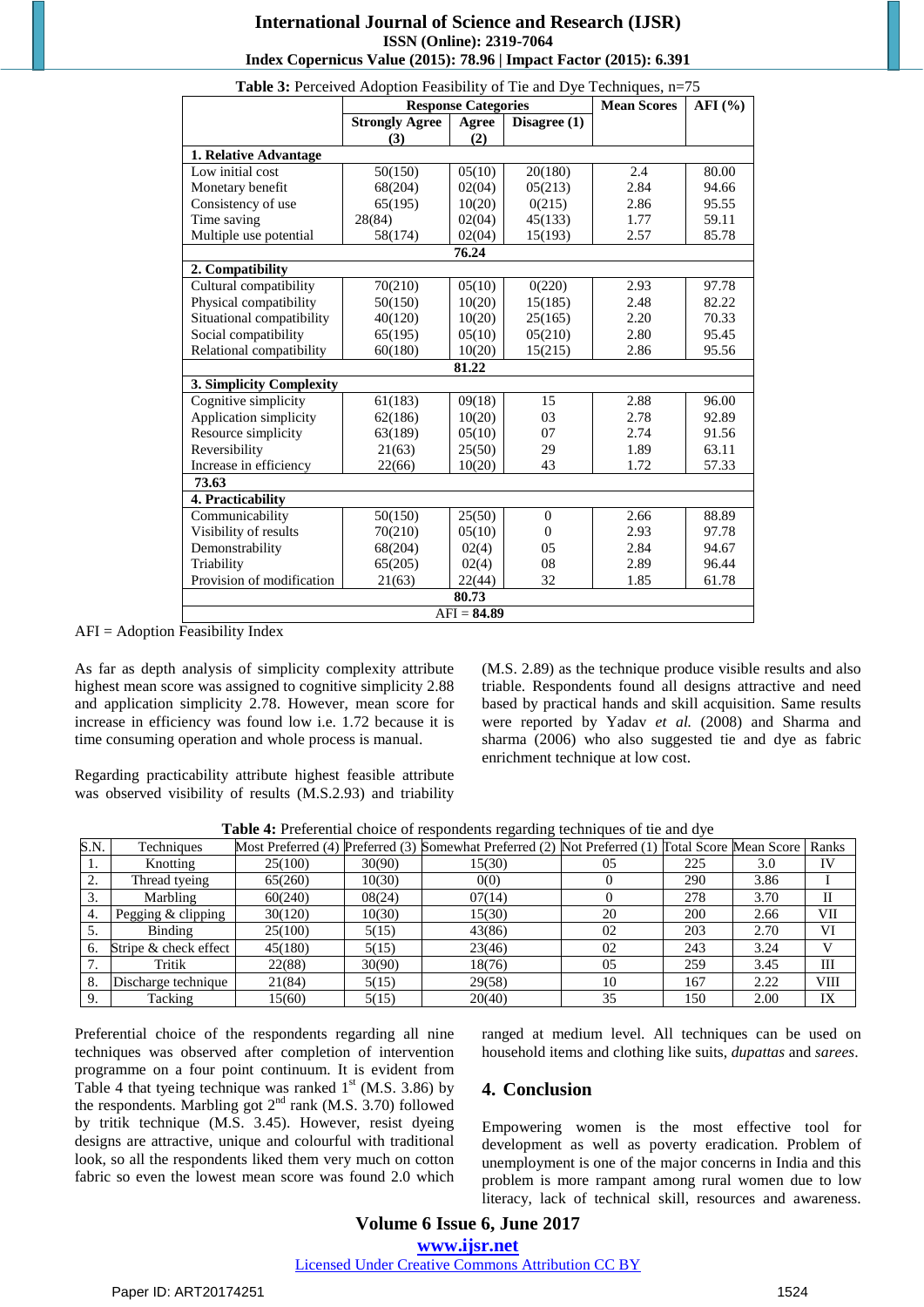**Table 3:** Perceived Adoption Feasibility of Tie and Dye Techniques, n=75

| | Response Categories | | | Mean Scores | AFI (%) |
|---|---|---|---|---|---|
| | Strongly Agree (3) | Agree (2) | Disagree (1) | | |
| **1. Relative Advantage** | | | | | |
| Low initial cost | 50(150) | 05(10) | 20(180) | 2.4 | 80.00 |
| Monetary benefit | 68(204) | 02(04) | 05(213) | 2.84 | 94.66 |
| Consistency of use | 65(195) | 10(20) | 0(215) | 2.86 | 95.55 |
| Time saving | 28(84) | 02(04) | 45(133) | 1.77 | 59.11 |
| Multiple use potential | 58(174) | 02(04) | 15(193) | 2.57 | 85.78 |
| **76.24** | | | | | |
| **2. Compatibility** | | | | | |
| Cultural compatibility | 70(210) | 05(10) | 0(220) | 2.93 | 97.78 |
| Physical compatibility | 50(150) | 10(20) | 15(185) | 2.48 | 82.22 |
| Situational compatibility | 40(120) | 10(20) | 25(165) | 2.20 | 70.33 |
| Social compatibility | 65(195) | 05(10) | 05(210) | 2.80 | 95.45 |
| Relational compatibility | 60(180) | 10(20) | 15(215) | 2.86 | 95.56 |
| **81.22** | | | | | |
| **3. Simplicity Complexity** | | | | | |
| Cognitive simplicity | 61(183) | 09(18) | 15 | 2.88 | 96.00 |
| Application simplicity | 62(186) | 10(20) | 03 | 2.78 | 92.89 |
| Resource simplicity | 63(189) | 05(10) | 07 | 2.74 | 91.56 |
| Reversibility | 21(63) | 25(50) | 29 | 1.89 | 63.11 |
| Increase in efficiency | 22(66) | 10(20) | 43 | 1.72 | 57.33 |
| **73.63** | | | | | |
| **4. Practicability** | | | | | |
| Communicability | 50(150) | 25(50) | 0 | 2.66 | 88.89 |
| Visibility of results | 70(210) | 05(10) | 0 | 2.93 | 97.78 |
| Demonstrability | 68(204) | 02(4) | 05 | 2.84 | 94.67 |
| Triability | 65(205) | 02(4) | 08 | 2.89 | 96.44 |
| Provision of modification | 21(63) | 22(44) | 32 | 1.85 | 61.78 |
| **80.73** | | | | | |
| AFI = **84.89** | | | | | |

AFI = Adoption Feasibility Index

As far as depth analysis of simplicity complexity attribute highest mean score was assigned to cognitive simplicity 2.88 and application simplicity 2.78. However, mean score for increase in efficiency was found low i.e. 1.72 because it is time consuming operation and whole process is manual.

Regarding practicability attribute highest feasible attribute was observed visibility of results (M.S.2.93) and triability (M.S. 2.89) as the technique produce visible results and also triable. Respondents found all designs attractive and need based by practical hands and skill acquisition. Same results were reported by Yadav *et al.* (2008) and Sharma and sharma (2006) who also suggested tie and dye as fabric enrichment technique at low cost.

**Table 4:** Preferential choice of respondents regarding techniques of tie and dye

| S.N. | Techniques | Most Preferred (4) | Preferred (3) | Somewhat Preferred (2) | Not Preferred (1) | Total Score | Mean Score | Ranks |
|---|---|---|---|---|---|---|---|---|
| 1. | Knotting | 25(100) | 30(90) | 15(30) | 05 | 225 | 3.0 | IV |
| 2. | Thread tyeing | 65(260) | 10(30) | 0(0) | 0 | 290 | 3.86 | I |
| 3. | Marbling | 60(240) | 08(24) | 07(14) | 0 | 278 | 3.70 | II |
| 4. | Pegging & clipping | 30(120) | 10(30) | 15(30) | 20 | 200 | 2.66 | VII |
| 5. | Binding | 25(100) | 5(15) | 43(86) | 02 | 203 | 2.70 | VI |
| 6. | Stripe & check effect | 45(180) | 5(15) | 23(46) | 02 | 243 | 3.24 | V |
| 7. | Tritik | 22(88) | 30(90) | 18(76) | 05 | 259 | 3.45 | III |
| 8. | Discharge technique | 21(84) | 5(15) | 29(58) | 10 | 167 | 2.22 | VIII |
| 9. | Tacking | 15(60) | 5(15) | 20(40) | 35 | 150 | 2.00 | IX |

Preferential choice of the respondents regarding all nine techniques was observed after completion of intervention programme on a four point continuum. It is evident from Table 4 that tyeing technique was ranked 1st (M.S. 3.86) by the respondents. Marbling got 2nd rank (M.S. 3.70) followed by tritik technique (M.S. 3.45). However, resist dyeing designs are attractive, unique and colourful with traditional look, so all the respondents liked them very much on cotton fabric so even the lowest mean score was found 2.0 which ranged at medium level. All techniques can be used on household items and clothing like suits, *dupattas* and *sarees*.

## 4. Conclusion

Empowering women is the most effective tool for development as well as poverty eradication. Problem of unemployment is one of the major concerns in India and this problem is more rampant among rural women due to low literacy, lack of technical skill, resources and awareness.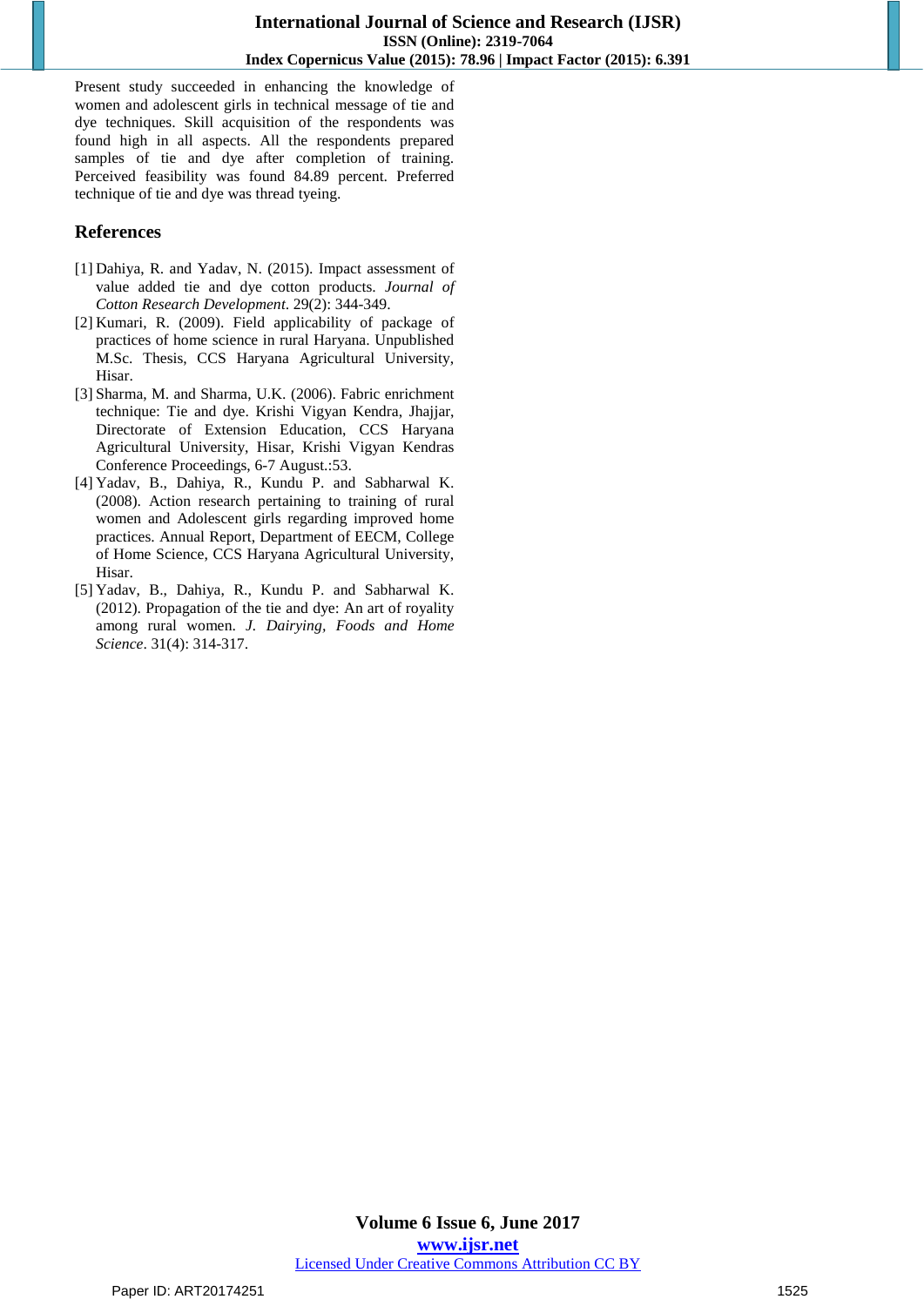Present study succeeded in enhancing the knowledge of women and adolescent girls in technical message of tie and dye techniques. Skill acquisition of the respondents was found high in all aspects. All the respondents prepared samples of tie and dye after completion of training. Perceived feasibility was found 84.89 percent. Preferred technique of tie and dye was thread tyeing.

## References

[1] Dahiya, R. and Yadav, N. (2015). Impact assessment of value added tie and dye cotton products. *Journal of Cotton Research Development*. 29(2): 344-349.

[2] Kumari, R. (2009). Field applicability of package of practices of home science in rural Haryana. Unpublished M.Sc. Thesis, CCS Haryana Agricultural University, Hisar.

[3] Sharma, M. and Sharma, U.K. (2006). Fabric enrichment technique: Tie and dye. Krishi Vigyan Kendra, Jhajjar, Directorate of Extension Education, CCS Haryana Agricultural University, Hisar, Krishi Vigyan Kendras Conference Proceedings, 6-7 August.:53.

[4] Yadav, B., Dahiya, R., Kundu P. and Sabharwal K. (2008). Action research pertaining to training of rural women and Adolescent girls regarding improved home practices. Annual Report, Department of EECM, College of Home Science, CCS Haryana Agricultural University, Hisar.

[5] Yadav, B., Dahiya, R., Kundu P. and Sabharwal K. (2012). Propagation of the tie and dye: An art of royality among rural women. *J. Dairying, Foods and Home Science*. 31(4): 314-317.